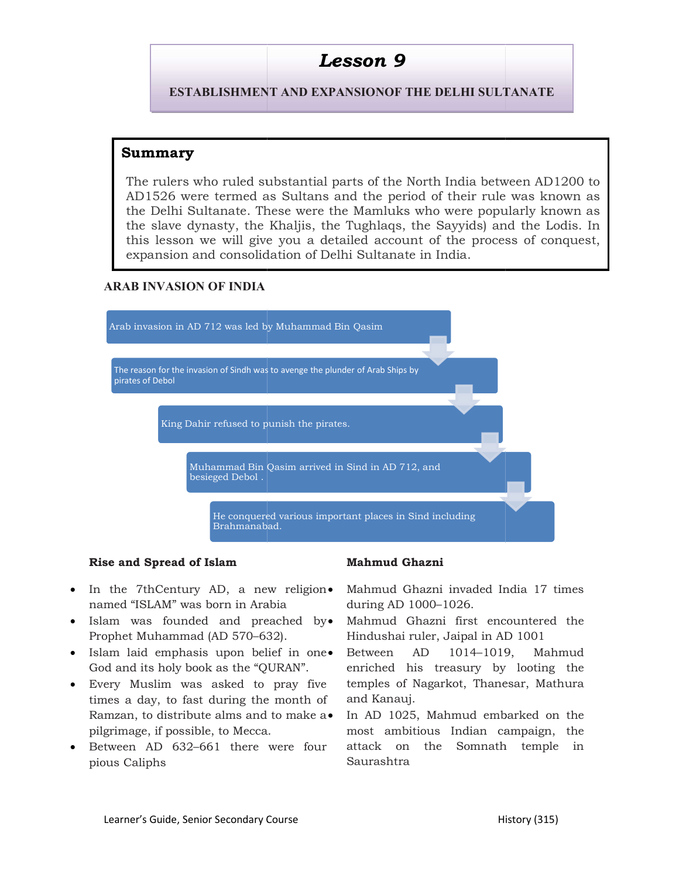# Lesson 9

## ESTABLISHMENT AND EXPANSIONOF THE DELHI SULTANATE

### Summary

The rulers who ruled substantial parts of the North India between AD1200 to AD1526 were termed as Sultans and the period of their rule was known as the Delhi Sultanate. These were the Mamluks who were popularly known as the slave dynasty, the Khaljis, the Tughlaqs, the Sayyids) and the Lodis. In this lesson we will give you a detailed account of the process of conquest, expansion and consolidation of Delhi Sultanate in India.

### ARAB INVASION OF INDIA

Arab invasion in AD 712 was led by Muhammad Bin Qasim

↓

The reason for the invasion of Sindh was to avenge the plunder of Arab Ships by pirates of Debol

↓

King Dahir refused to punish the pirates.

↓

Muhammad Bin Qasim arrived in Sind in AD 712, and besieged Debol .

↓

He conquered various important places in Sind including Brahmanabad.

### Rise and Spread of Islam

- In the 7thCentury AD, a new religion named "ISLAM" was born in Arabia
- Islam was founded and preached by Prophet Muhammad (AD 570–632).
- Islam laid emphasis upon belief in one God and its holy book as the "QURAN".
- Every Muslim was asked to pray five times a day, to fast during the month of Ramzan, to distribute alms and to make a pilgrimage, if possible, to Mecca.
- Between AD 632–661 there were four pious Caliphs

### Mahmud Ghazni

- Mahmud Ghazni invaded India 17 times during AD 1000–1026.
- Mahmud Ghazni first encountered the Hindushai ruler, Jaipal in AD 1001
- Between AD 1014–1019, Mahmud enriched his treasury by looting the temples of Nagarkot, Thanesar, Mathura and Kanauj.
- In AD 1025, Mahmud embarked on the most ambitious Indian campaign, the attack on the Somnath temple in Saurashtra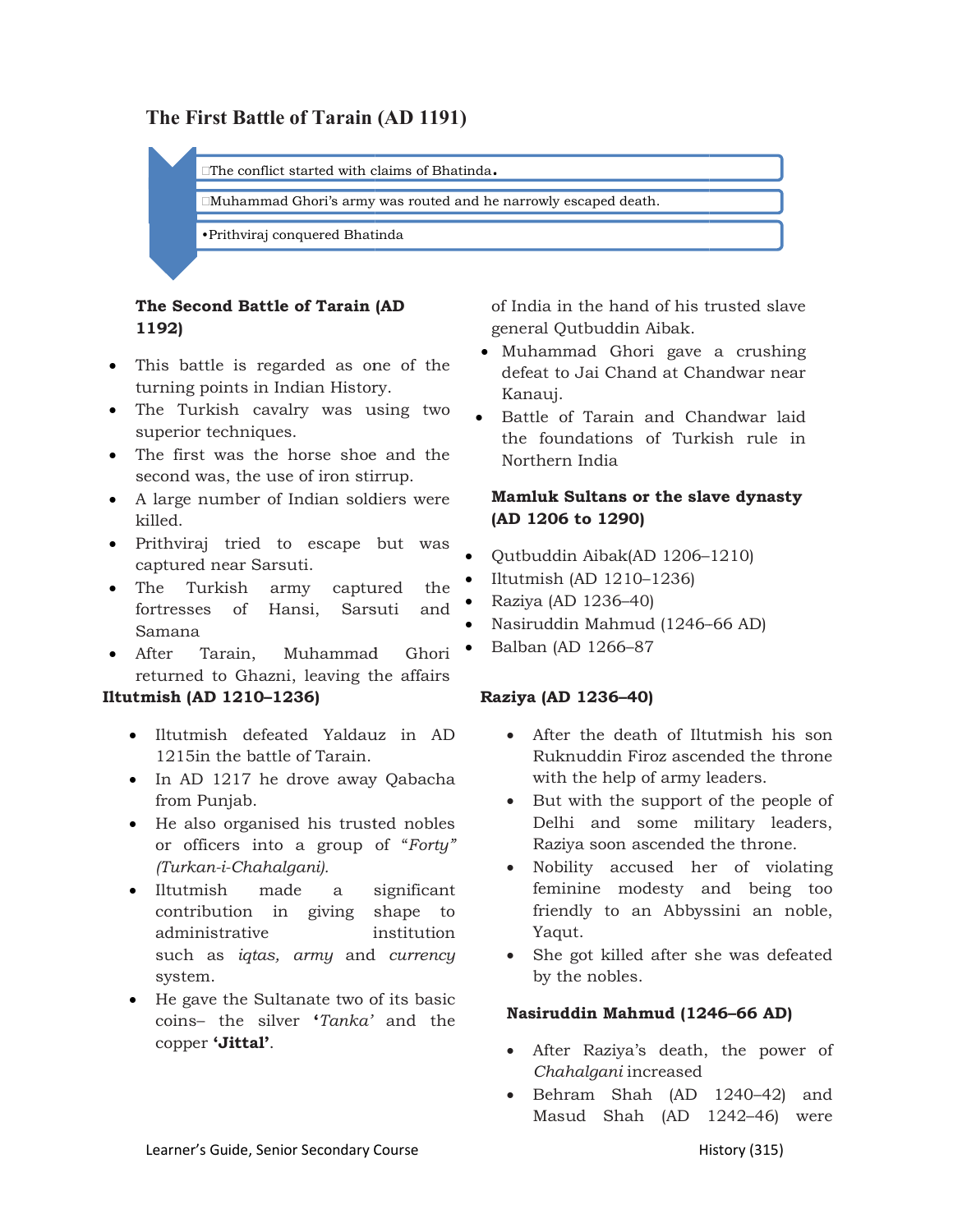## The First Battle of Tarain (AD 1191)

- The conflict started with claims of Bhatinda.
- Muhammad Ghori's army was routed and he narrowly escaped death.
- Prithviraj conquered Bhatinda

### The Second Battle of Tarain (AD 1192)

- This battle is regarded as one of the turning points in Indian History.
- The Turkish cavalry was using two superior techniques.
- The first was the horse shoe and the second was, the use of iron stirrup.
- A large number of Indian soldiers were killed.
- Prithviraj tried to escape but was captured near Sarsuti.
- The Turkish army captured the fortresses of Hansi, Sarsuti and Samana
- After Tarain, Muhammad Ghori returned to Ghazni, leaving the affairs of India in the hand of his trusted slave general Qutbuddin Aibak.
- Muhammad Ghori gave a crushing defeat to Jai Chand at Chandwar near Kanauj.
- Battle of Tarain and Chandwar laid the foundations of Turkish rule in Northern India

### Mamluk Sultans or the slave dynasty (AD 1206 to 1290)

- Qutbuddin Aibak(AD 1206–1210)
- Iltutmish (AD 1210–1236)
- Raziya (AD 1236–40)
- Nasiruddin Mahmud (1246–66 AD)
- Balban (AD 1266–87

### Iltutmish (AD 1210–1236)

- Iltutmish defeated Yaldauz in AD 1215in the battle of Tarain.
- In AD 1217 he drove away Qabacha from Punjab.
- He also organised his trusted nobles or officers into a group of *"Forty" (Turkan-i-Chahalgani).*
- Iltutmish made a significant contribution in giving shape to administrative institution such as *iqtas, army* and *currency* system.
- He gave the Sultanate two of its basic coins– the silver **'***Tanka'* and the copper **'Jittal'**.

### Raziya (AD 1236–40)

- After the death of Iltutmish his son Ruknuddin Firoz ascended the throne with the help of army leaders.
- But with the support of the people of Delhi and some military leaders, Raziya soon ascended the throne.
- Nobility accused her of violating feminine modesty and being too friendly to an Abbyssini an noble, Yaqut.
- She got killed after she was defeated by the nobles.

### Nasiruddin Mahmud (1246–66 AD)

- After Raziya's death, the power of *Chahalgani* increased
- Behram Shah (AD 1240–42) and Masud Shah (AD 1242–46) were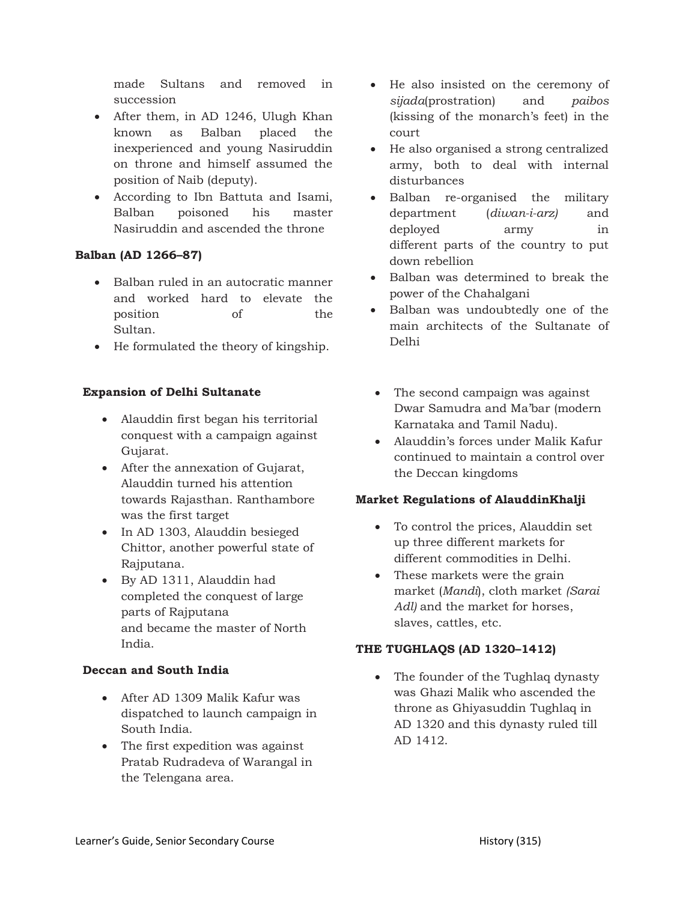- made Sultans and removed in succession
- After them, in AD 1246, Ulugh Khan known as Balban placed the inexperienced and young Nasiruddin on throne and himself assumed the position of Naib (deputy).
- According to Ibn Battuta and Isami, Balban poisoned his master Nasiruddin and ascended the throne

**Balban (AD 1266–87)**

- Balban ruled in an autocratic manner and worked hard to elevate the position of the Sultan.
- He formulated the theory of kingship.
- He also insisted on the ceremony of *sijada*(prostration) and *paibos* (kissing of the monarch's feet) in the court
- He also organised a strong centralized army, both to deal with internal disturbances
- Balban re-organised the military department (*diwan-i-arz)* and deployed army in different parts of the country to put down rebellion
- Balban was determined to break the power of the Chahalgani
- Balban was undoubtedly one of the main architects of the Sultanate of Delhi

**Expansion of Delhi Sultanate**

- Alauddin first began his territorial conquest with a campaign against Gujarat.
- After the annexation of Gujarat, Alauddin turned his attention towards Rajasthan. Ranthambore was the first target
- In AD 1303, Alauddin besieged Chittor, another powerful state of Rajputana.
- By AD 1311, Alauddin had completed the conquest of large parts of Rajputana and became the master of North India.

**Deccan and South India**

- After AD 1309 Malik Kafur was dispatched to launch campaign in South India.
- The first expedition was against Pratab Rudradeva of Warangal in the Telengana area.
- The second campaign was against Dwar Samudra and Ma'bar (modern Karnataka and Tamil Nadu).
- Alauddin's forces under Malik Kafur continued to maintain a control over the Deccan kingdoms

**Market Regulations of AlauddinKhalji**

- To control the prices, Alauddin set up three different markets for different commodities in Delhi.
- These markets were the grain market (*Mandi*), cloth market *(Sarai Adl)* and the market for horses, slaves, cattles, etc.

**THE TUGHLAQS (AD 1320–1412)**

- The founder of the Tughlaq dynasty was Ghazi Malik who ascended the throne as Ghiyasuddin Tughlaq in AD 1320 and this dynasty ruled till AD 1412.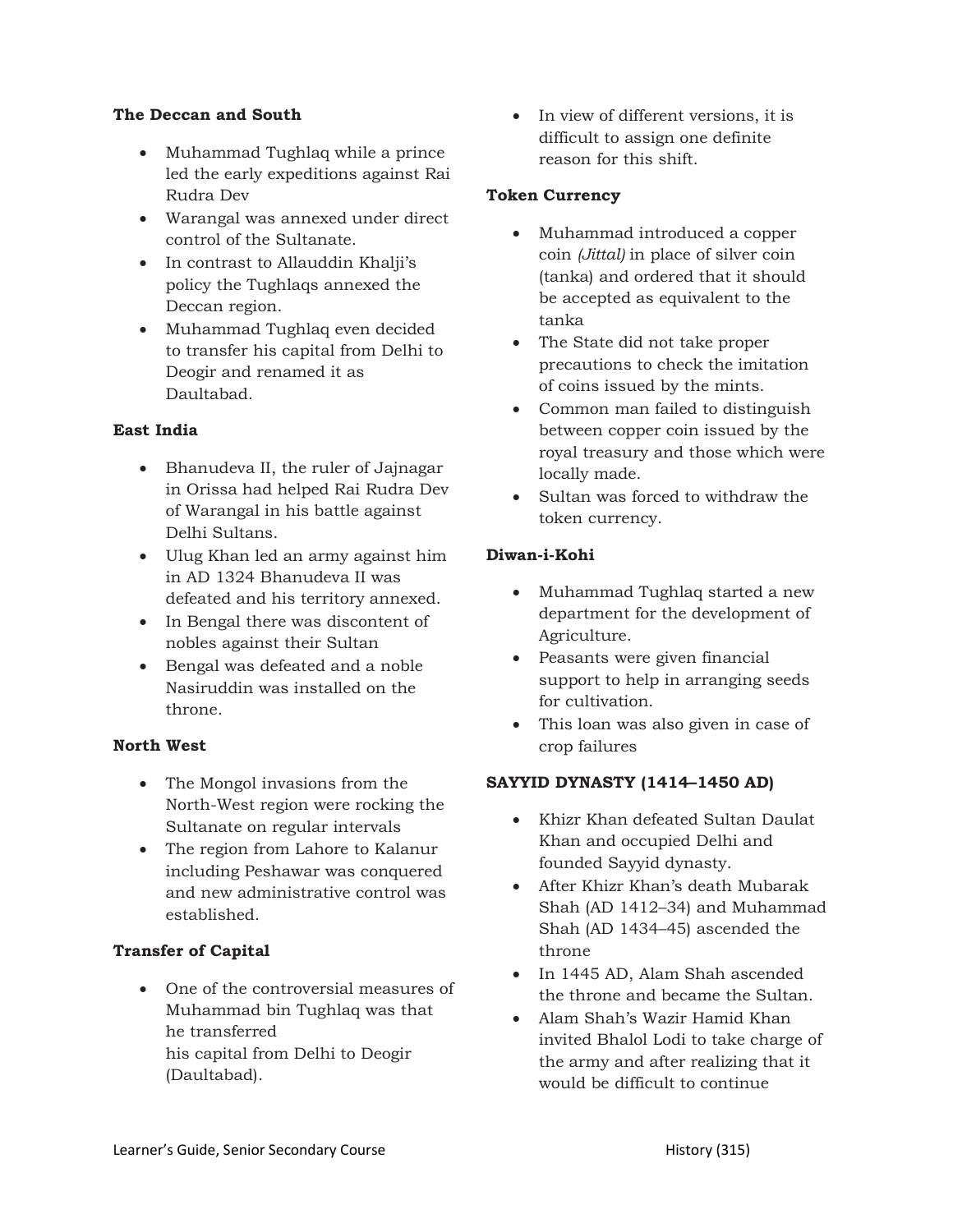**The Deccan and South**

- Muhammad Tughlaq while a prince led the early expeditions against Rai Rudra Dev
- Warangal was annexed under direct control of the Sultanate.
- In contrast to Allauddin Khalji's policy the Tughlaqs annexed the Deccan region.
- Muhammad Tughlaq even decided to transfer his capital from Delhi to Deogir and renamed it as Daultabad.

**East India**

- Bhanudeva II, the ruler of Jajnagar in Orissa had helped Rai Rudra Dev of Warangal in his battle against Delhi Sultans.
- Ulug Khan led an army against him in AD 1324 Bhanudeva II was defeated and his territory annexed.
- In Bengal there was discontent of nobles against their Sultan
- Bengal was defeated and a noble Nasiruddin was installed on the throne.

**North West**

- The Mongol invasions from the North-West region were rocking the Sultanate on regular intervals
- The region from Lahore to Kalanur including Peshawar was conquered and new administrative control was established.

**Transfer of Capital**

- One of the controversial measures of Muhammad bin Tughlaq was that he transferred his capital from Delhi to Deogir (Daultabad).
- In view of different versions, it is difficult to assign one definite reason for this shift.

**Token Currency**

- Muhammad introduced a copper coin *(Jittal)* in place of silver coin (tanka) and ordered that it should be accepted as equivalent to the tanka
- The State did not take proper precautions to check the imitation of coins issued by the mints.
- Common man failed to distinguish between copper coin issued by the royal treasury and those which were locally made.
- Sultan was forced to withdraw the token currency.

**Diwan-i-Kohi**

- Muhammad Tughlaq started a new department for the development of Agriculture.
- Peasants were given financial support to help in arranging seeds for cultivation.
- This loan was also given in case of crop failures

**SAYYID DYNASTY (1414–1450 AD)**

- Khizr Khan defeated Sultan Daulat Khan and occupied Delhi and founded Sayyid dynasty.
- After Khizr Khan's death Mubarak Shah (AD 1412–34) and Muhammad Shah (AD 1434–45) ascended the throne
- In 1445 AD, Alam Shah ascended the throne and became the Sultan.
- Alam Shah's Wazir Hamid Khan invited Bhalol Lodi to take charge of the army and after realizing that it would be difficult to continue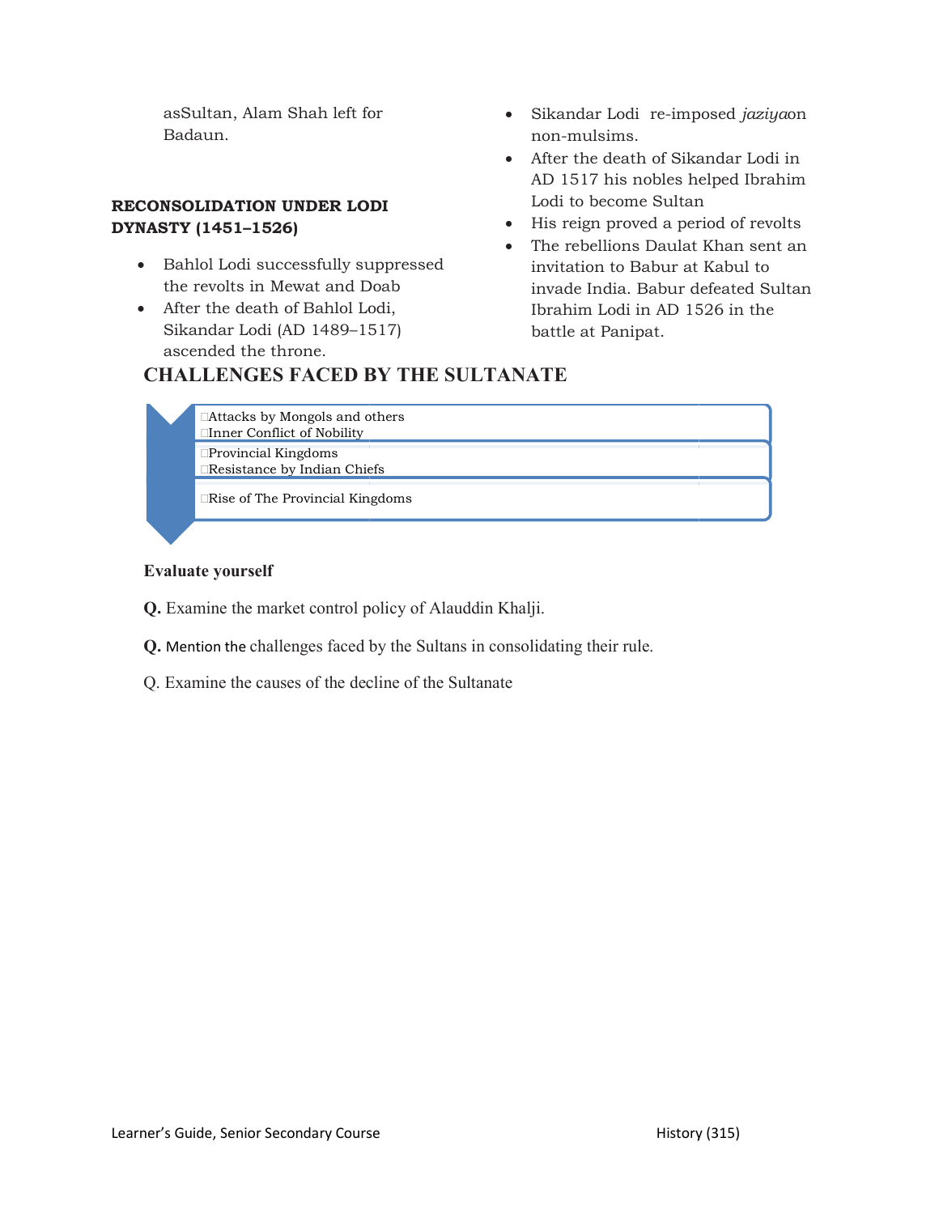asSultan, Alam Shah left for Badaun.

**RECONSOLIDATION UNDER LODI DYNASTY (1451–1526)**

- Bahlol Lodi successfully suppressed the revolts in Mewat and Doab
- After the death of Bahlol Lodi, Sikandar Lodi (AD 1489–1517) ascended the throne.
- Sikandar Lodi re-imposed *jaziya*on non-mulsims.
- After the death of Sikandar Lodi in AD 1517 his nobles helped Ibrahim Lodi to become Sultan
- His reign proved a period of revolts
- The rebellions Daulat Khan sent an invitation to Babur at Kabul to invade India. Babur defeated Sultan Ibrahim Lodi in AD 1526 in the battle at Panipat.

## CHALLENGES FACED BY THE SULTANATE

- Attacks by Mongols and others
- Inner Conflict of Nobility
- Provincial Kingdoms
- Resistance by Indian Chiefs
- Rise of The Provincial Kingdoms

**Evaluate yourself**

**Q.** Examine the market control policy of Alauddin Khalji.

**Q.** Mention the challenges faced by the Sultans in consolidating their rule.

Q. Examine the causes of the decline of the Sultanate